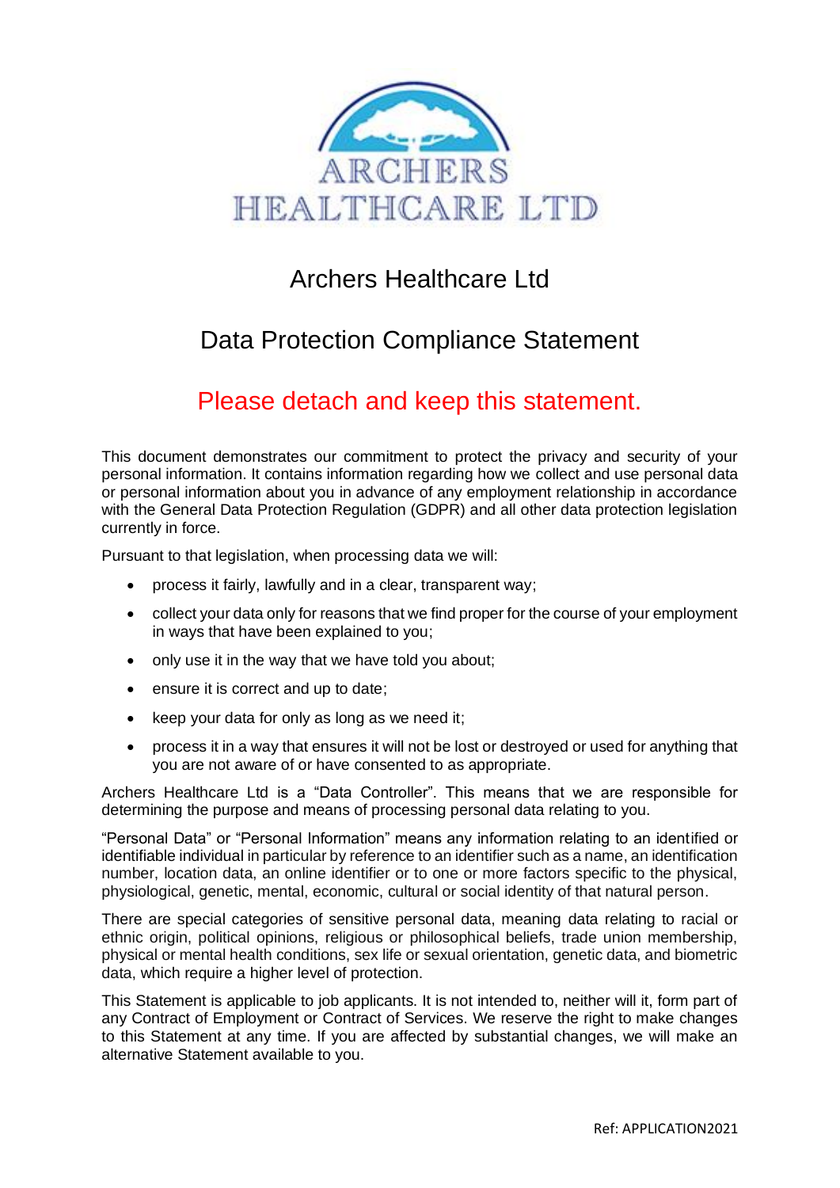# Archers Healthcare Ltd

## Data Protection Compliance Statement

## Please detach and keep this statement.

This document demonstrates our commitment to protect the privacy and security of your personal information. It contains information regarding how we collect and use personal data or personal information about you in advance of any employment relationship in accordance with the General Data Protection Regulation (GDPR) and all other data protection legislation currently in force.

Pursuant to that legislation, when processing data we will:

- process it fairly, lawfully and in a clear, transparent way;
- collect your data only for reasons that we find proper for the course of your employment in ways that have been explained to you;
- only use it in the way that we have told you about;
- ensure it is correct and up to date;
- keep your data for only as long as we need it;
- process it in a way that ensures it will not be lost or destroyed or used for anything that you are not aware of or have consented to as appropriate.

Archers Healthcare Ltd is a "Data Controller". This means that we are responsible for determining the purpose and means of processing personal data relating to you.

"Personal Data" or "Personal Information" means any information relating to an identified or identifiable individual in particular by reference to an identifier such as a name, an identification number, location data, an online identifier or to one or more factors specific to the physical, physiological, genetic, mental, economic, cultural or social identity of that natural person.

There are special categories of sensitive personal data, meaning data relating to racial or ethnic origin, political opinions, religious or philosophical beliefs, trade union membership, physical or mental health conditions, sex life or sexual orientation, genetic data, and biometric data, which require a higher level of protection.

This Statement is applicable to job applicants. It is not intended to, neither will it, form part of any Contract of Employment or Contract of Services. We reserve the right to make changes to this Statement at any time. If you are affected by substantial changes, we will make an alternative Statement available to you.

Ref: APPLICATION2021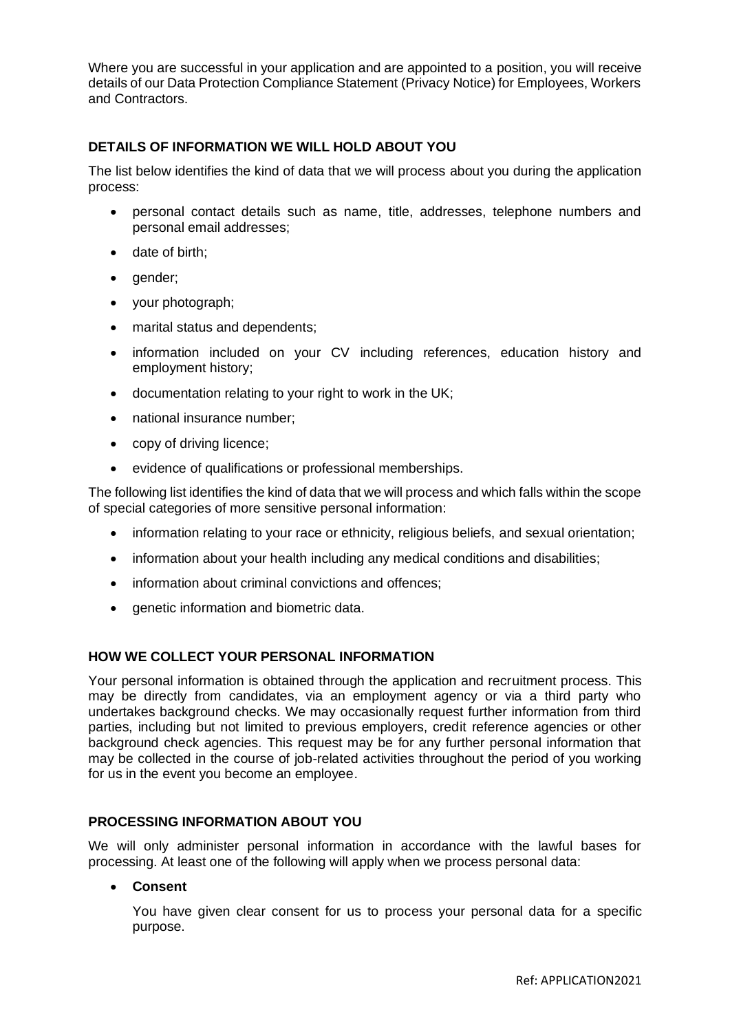Where you are successful in your application and are appointed to a position, you will receive details of our Data Protection Compliance Statement (Privacy Notice) for Employees, Workers and Contractors.

**DETAILS OF INFORMATION WE WILL HOLD ABOUT YOU**

The list below identifies the kind of data that we will process about you during the application process:

- personal contact details such as name, title, addresses, telephone numbers and personal email addresses;
- date of birth;
- gender;
- your photograph;
- marital status and dependents;
- information included on your CV including references, education history and employment history;
- documentation relating to your right to work in the UK;
- national insurance number;
- copy of driving licence;
- evidence of qualifications or professional memberships.

The following list identifies the kind of data that we will process and which falls within the scope of special categories of more sensitive personal information:

- information relating to your race or ethnicity, religious beliefs, and sexual orientation;
- information about your health including any medical conditions and disabilities;
- information about criminal convictions and offences;
- genetic information and biometric data.

**HOW WE COLLECT YOUR PERSONAL INFORMATION**

Your personal information is obtained through the application and recruitment process. This may be directly from candidates, via an employment agency or via a third party who undertakes background checks. We may occasionally request further information from third parties, including but not limited to previous employers, credit reference agencies or other background check agencies. This request may be for any further personal information that may be collected in the course of job-related activities throughout the period of you working for us in the event you become an employee.

**PROCESSING INFORMATION ABOUT YOU**

We will only administer personal information in accordance with the lawful bases for processing. At least one of the following will apply when we process personal data:

- **Consent**

  You have given clear consent for us to process your personal data for a specific purpose.

Ref: APPLICATION2021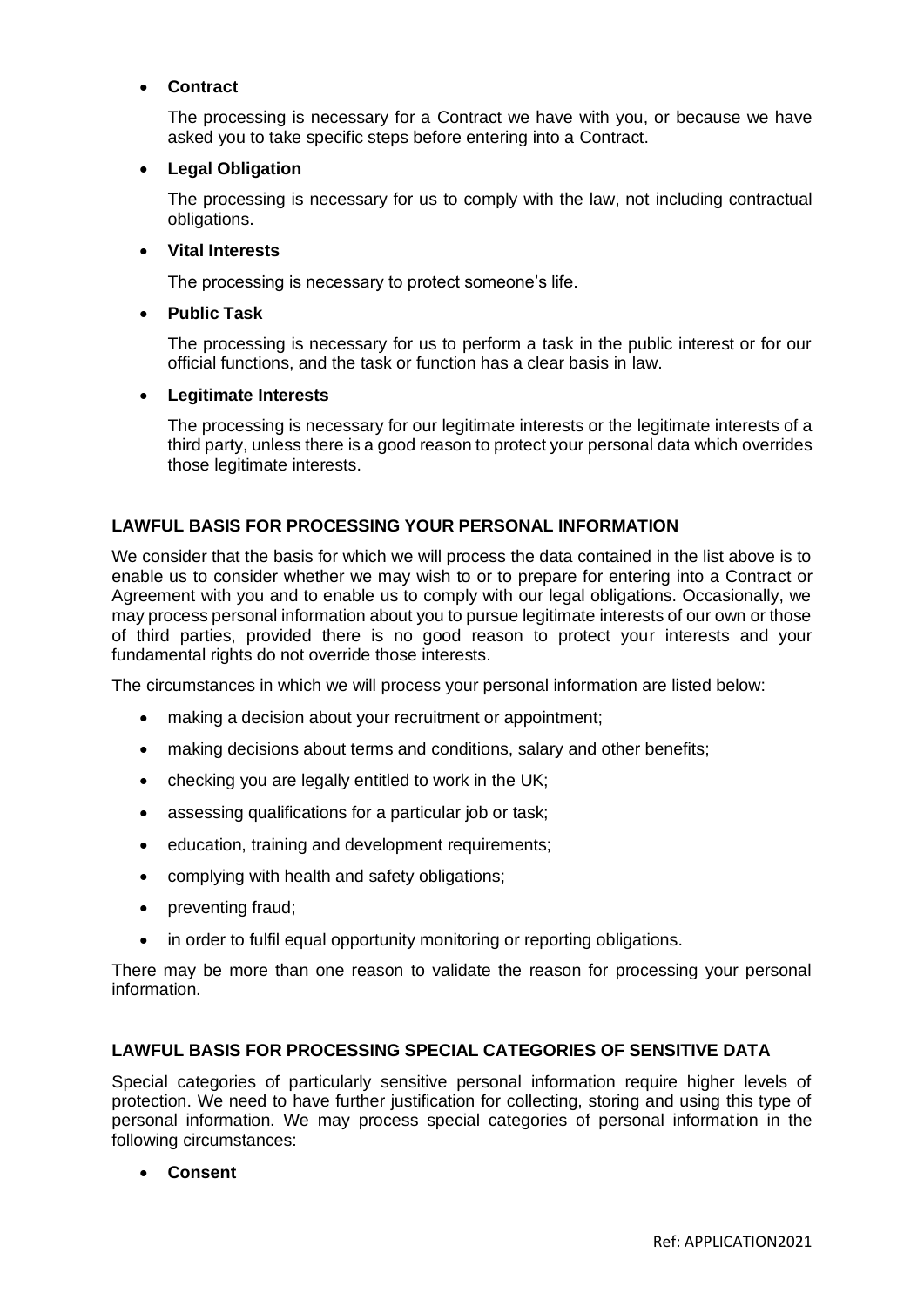- **Contract**

  The processing is necessary for a Contract we have with you, or because we have asked you to take specific steps before entering into a Contract.

- **Legal Obligation**

  The processing is necessary for us to comply with the law, not including contractual obligations.

- **Vital Interests**

  The processing is necessary to protect someone's life.

- **Public Task**

  The processing is necessary for us to perform a task in the public interest or for our official functions, and the task or function has a clear basis in law.

- **Legitimate Interests**

  The processing is necessary for our legitimate interests or the legitimate interests of a third party, unless there is a good reason to protect your personal data which overrides those legitimate interests.

## LAWFUL BASIS FOR PROCESSING YOUR PERSONAL INFORMATION

We consider that the basis for which we will process the data contained in the list above is to enable us to consider whether we may wish to or to prepare for entering into a Contract or Agreement with you and to enable us to comply with our legal obligations. Occasionally, we may process personal information about you to pursue legitimate interests of our own or those of third parties, provided there is no good reason to protect your interests and your fundamental rights do not override those interests.

The circumstances in which we will process your personal information are listed below:

- making a decision about your recruitment or appointment;
- making decisions about terms and conditions, salary and other benefits;
- checking you are legally entitled to work in the UK;
- assessing qualifications for a particular job or task;
- education, training and development requirements;
- complying with health and safety obligations;
- preventing fraud;
- in order to fulfil equal opportunity monitoring or reporting obligations.

There may be more than one reason to validate the reason for processing your personal information.

## LAWFUL BASIS FOR PROCESSING SPECIAL CATEGORIES OF SENSITIVE DATA

Special categories of particularly sensitive personal information require higher levels of protection. We need to have further justification for collecting, storing and using this type of personal information. We may process special categories of personal information in the following circumstances:

- **Consent**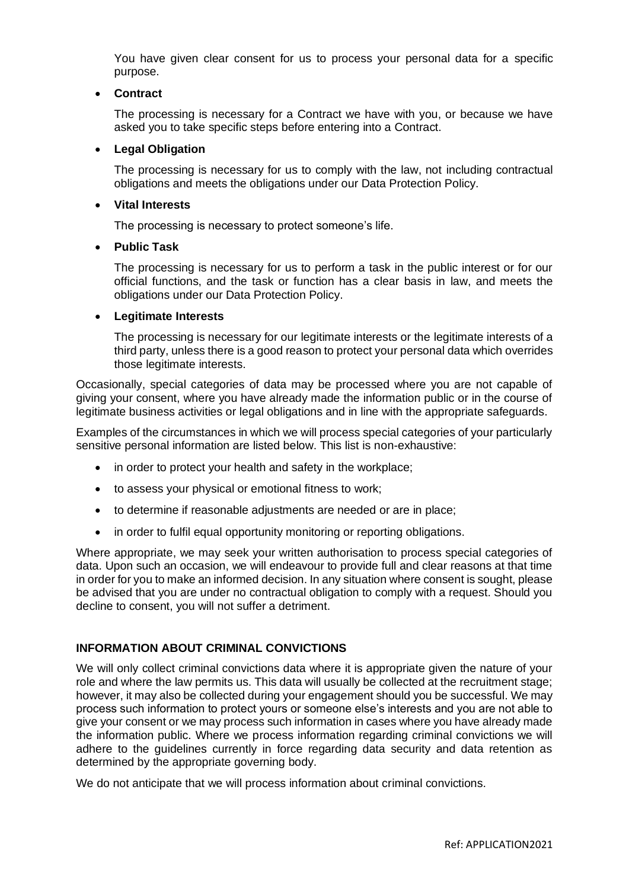You have given clear consent for us to process your personal data for a specific purpose.

- **Contract**

  The processing is necessary for a Contract we have with you, or because we have asked you to take specific steps before entering into a Contract.

- **Legal Obligation**

  The processing is necessary for us to comply with the law, not including contractual obligations and meets the obligations under our Data Protection Policy.

- **Vital Interests**

  The processing is necessary to protect someone's life.

- **Public Task**

  The processing is necessary for us to perform a task in the public interest or for our official functions, and the task or function has a clear basis in law, and meets the obligations under our Data Protection Policy.

- **Legitimate Interests**

  The processing is necessary for our legitimate interests or the legitimate interests of a third party, unless there is a good reason to protect your personal data which overrides those legitimate interests.

Occasionally, special categories of data may be processed where you are not capable of giving your consent, where you have already made the information public or in the course of legitimate business activities or legal obligations and in line with the appropriate safeguards.

Examples of the circumstances in which we will process special categories of your particularly sensitive personal information are listed below. This list is non-exhaustive:

- in order to protect your health and safety in the workplace;
- to assess your physical or emotional fitness to work;
- to determine if reasonable adjustments are needed or are in place;
- in order to fulfil equal opportunity monitoring or reporting obligations.

Where appropriate, we may seek your written authorisation to process special categories of data. Upon such an occasion, we will endeavour to provide full and clear reasons at that time in order for you to make an informed decision. In any situation where consent is sought, please be advised that you are under no contractual obligation to comply with a request. Should you decline to consent, you will not suffer a detriment.

**INFORMATION ABOUT CRIMINAL CONVICTIONS**

We will only collect criminal convictions data where it is appropriate given the nature of your role and where the law permits us. This data will usually be collected at the recruitment stage; however, it may also be collected during your engagement should you be successful. We may process such information to protect yours or someone else's interests and you are not able to give your consent or we may process such information in cases where you have already made the information public. Where we process information regarding criminal convictions we will adhere to the guidelines currently in force regarding data security and data retention as determined by the appropriate governing body.

We do not anticipate that we will process information about criminal convictions.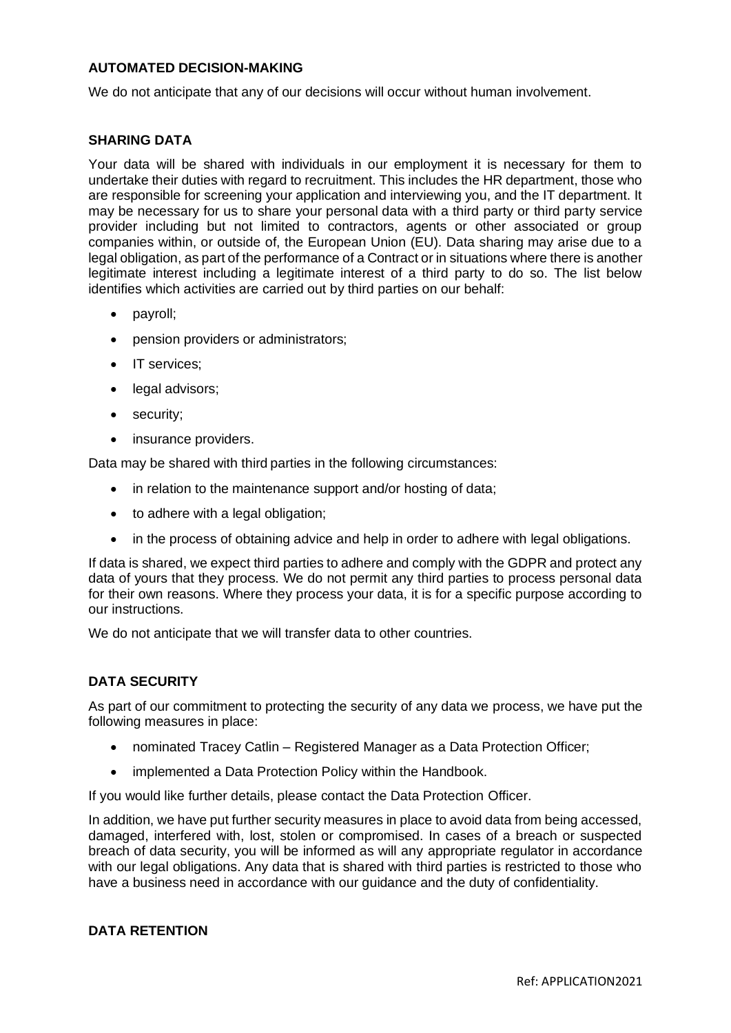**AUTOMATED DECISION-MAKING**

We do not anticipate that any of our decisions will occur without human involvement.

**SHARING DATA**

Your data will be shared with individuals in our employment it is necessary for them to undertake their duties with regard to recruitment. This includes the HR department, those who are responsible for screening your application and interviewing you, and the IT department. It may be necessary for us to share your personal data with a third party or third party service provider including but not limited to contractors, agents or other associated or group companies within, or outside of, the European Union (EU). Data sharing may arise due to a legal obligation, as part of the performance of a Contract or in situations where there is another legitimate interest including a legitimate interest of a third party to do so. The list below identifies which activities are carried out by third parties on our behalf:

- payroll;
- pension providers or administrators;
- IT services;
- legal advisors;
- security;
- insurance providers.

Data may be shared with third parties in the following circumstances:

- in relation to the maintenance support and/or hosting of data;
- to adhere with a legal obligation;
- in the process of obtaining advice and help in order to adhere with legal obligations.

If data is shared, we expect third parties to adhere and comply with the GDPR and protect any data of yours that they process. We do not permit any third parties to process personal data for their own reasons. Where they process your data, it is for a specific purpose according to our instructions.

We do not anticipate that we will transfer data to other countries.

**DATA SECURITY**

As part of our commitment to protecting the security of any data we process, we have put the following measures in place:

- nominated Tracey Catlin – Registered Manager as a Data Protection Officer;
- implemented a Data Protection Policy within the Handbook.

If you would like further details, please contact the Data Protection Officer.

In addition, we have put further security measures in place to avoid data from being accessed, damaged, interfered with, lost, stolen or compromised. In cases of a breach or suspected breach of data security, you will be informed as will any appropriate regulator in accordance with our legal obligations. Any data that is shared with third parties is restricted to those who have a business need in accordance with our guidance and the duty of confidentiality.

**DATA RETENTION**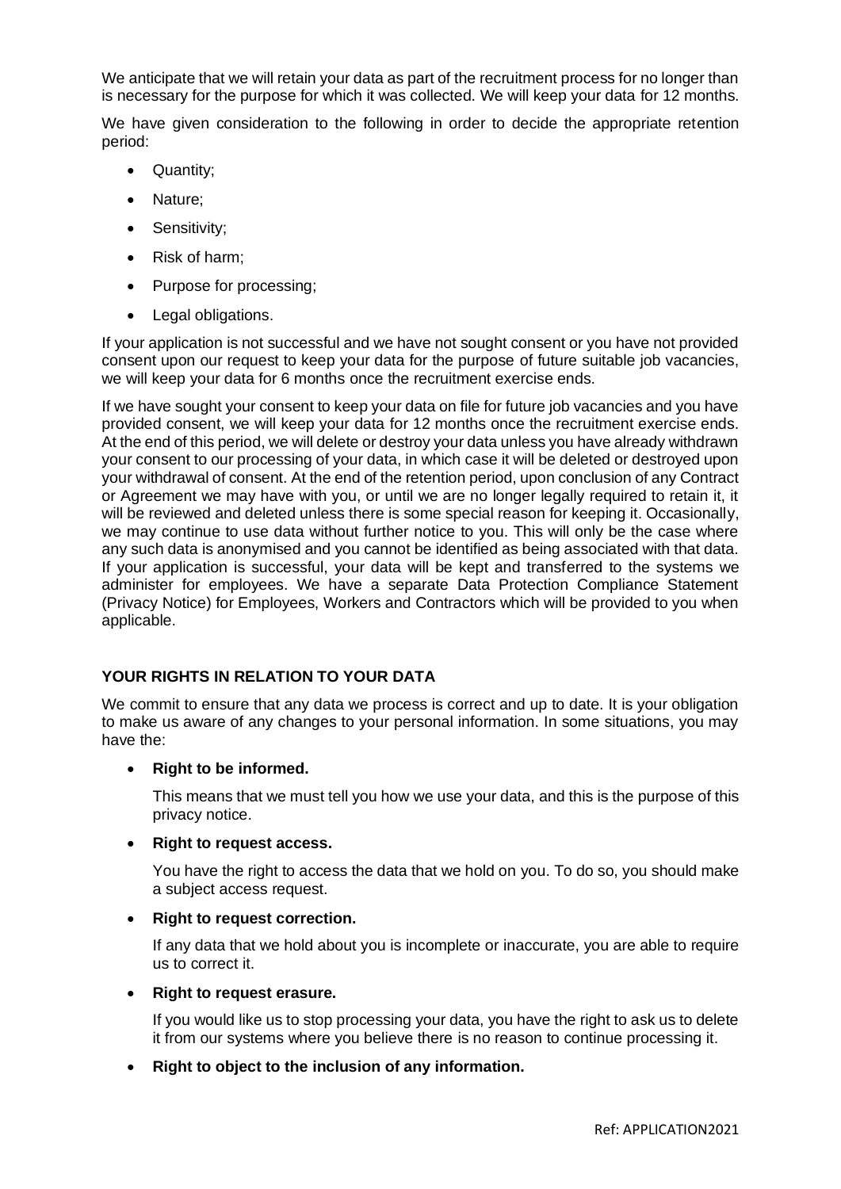We anticipate that we will retain your data as part of the recruitment process for no longer than is necessary for the purpose for which it was collected. We will keep your data for 12 months.

We have given consideration to the following in order to decide the appropriate retention period:

- Quantity;
- Nature;
- Sensitivity;
- Risk of harm;
- Purpose for processing;
- Legal obligations.

If your application is not successful and we have not sought consent or you have not provided consent upon our request to keep your data for the purpose of future suitable job vacancies, we will keep your data for 6 months once the recruitment exercise ends.

If we have sought your consent to keep your data on file for future job vacancies and you have provided consent, we will keep your data for 12 months once the recruitment exercise ends. At the end of this period, we will delete or destroy your data unless you have already withdrawn your consent to our processing of your data, in which case it will be deleted or destroyed upon your withdrawal of consent. At the end of the retention period, upon conclusion of any Contract or Agreement we may have with you, or until we are no longer legally required to retain it, it will be reviewed and deleted unless there is some special reason for keeping it. Occasionally, we may continue to use data without further notice to you. This will only be the case where any such data is anonymised and you cannot be identified as being associated with that data. If your application is successful, your data will be kept and transferred to the systems we administer for employees. We have a separate Data Protection Compliance Statement (Privacy Notice) for Employees, Workers and Contractors which will be provided to you when applicable.

## YOUR RIGHTS IN RELATION TO YOUR DATA

We commit to ensure that any data we process is correct and up to date. It is your obligation to make us aware of any changes to your personal information. In some situations, you may have the:

- **Right to be informed.**

  This means that we must tell you how we use your data, and this is the purpose of this privacy notice.

- **Right to request access.**

  You have the right to access the data that we hold on you. To do so, you should make a subject access request.

- **Right to request correction.**

  If any data that we hold about you is incomplete or inaccurate, you are able to require us to correct it.

- **Right to request erasure.**

  If you would like us to stop processing your data, you have the right to ask us to delete it from our systems where you believe there is no reason to continue processing it.

- **Right to object to the inclusion of any information.**

Ref: APPLICATION2021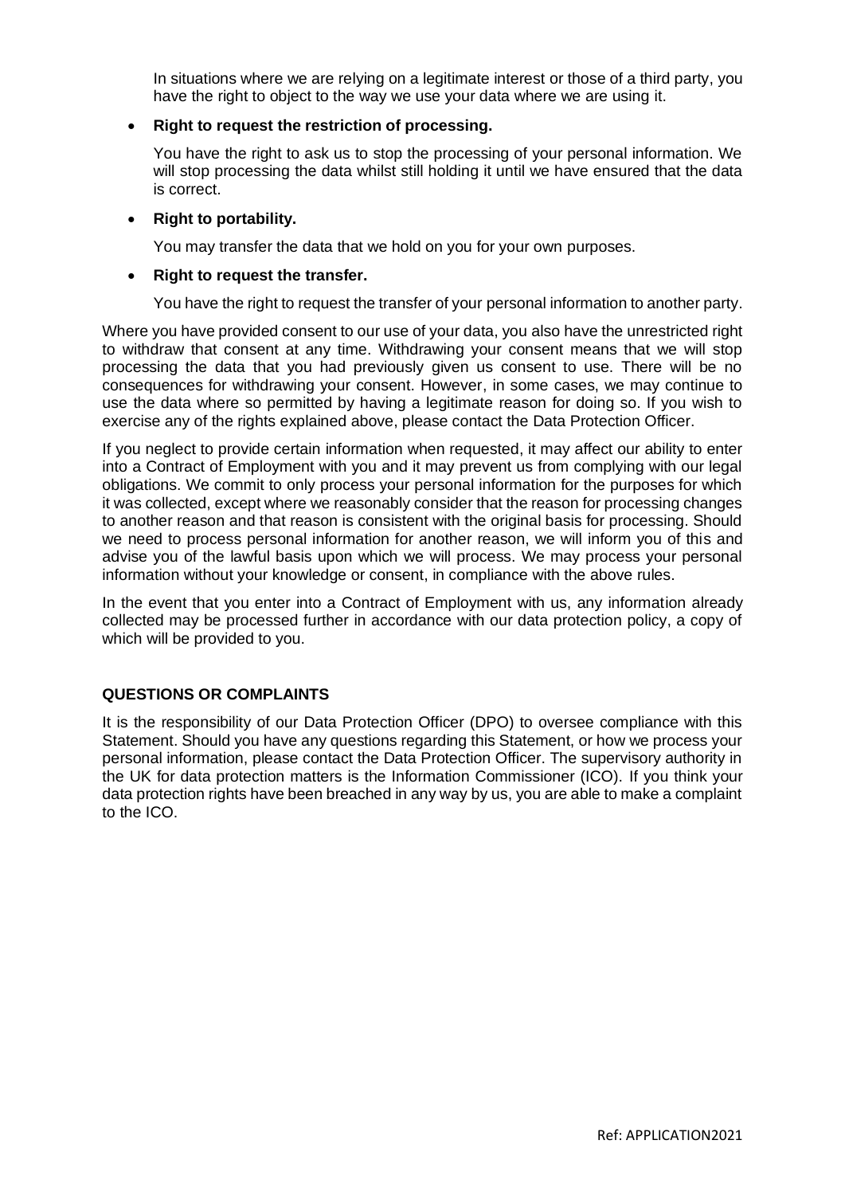In situations where we are relying on a legitimate interest or those of a third party, you have the right to object to the way we use your data where we are using it.

- **Right to request the restriction of processing.**

  You have the right to ask us to stop the processing of your personal information. We will stop processing the data whilst still holding it until we have ensured that the data is correct.

- **Right to portability.**

  You may transfer the data that we hold on you for your own purposes.

- **Right to request the transfer.**

  You have the right to request the transfer of your personal information to another party.

Where you have provided consent to our use of your data, you also have the unrestricted right to withdraw that consent at any time. Withdrawing your consent means that we will stop processing the data that you had previously given us consent to use. There will be no consequences for withdrawing your consent. However, in some cases, we may continue to use the data where so permitted by having a legitimate reason for doing so. If you wish to exercise any of the rights explained above, please contact the Data Protection Officer.

If you neglect to provide certain information when requested, it may affect our ability to enter into a Contract of Employment with you and it may prevent us from complying with our legal obligations. We commit to only process your personal information for the purposes for which it was collected, except where we reasonably consider that the reason for processing changes to another reason and that reason is consistent with the original basis for processing. Should we need to process personal information for another reason, we will inform you of this and advise you of the lawful basis upon which we will process. We may process your personal information without your knowledge or consent, in compliance with the above rules.

In the event that you enter into a Contract of Employment with us, any information already collected may be processed further in accordance with our data protection policy, a copy of which will be provided to you.

## QUESTIONS OR COMPLAINTS

It is the responsibility of our Data Protection Officer (DPO) to oversee compliance with this Statement. Should you have any questions regarding this Statement, or how we process your personal information, please contact the Data Protection Officer. The supervisory authority in the UK for data protection matters is the Information Commissioner (ICO). If you think your data protection rights have been breached in any way by us, you are able to make a complaint to the ICO.

Ref: APPLICATION2021